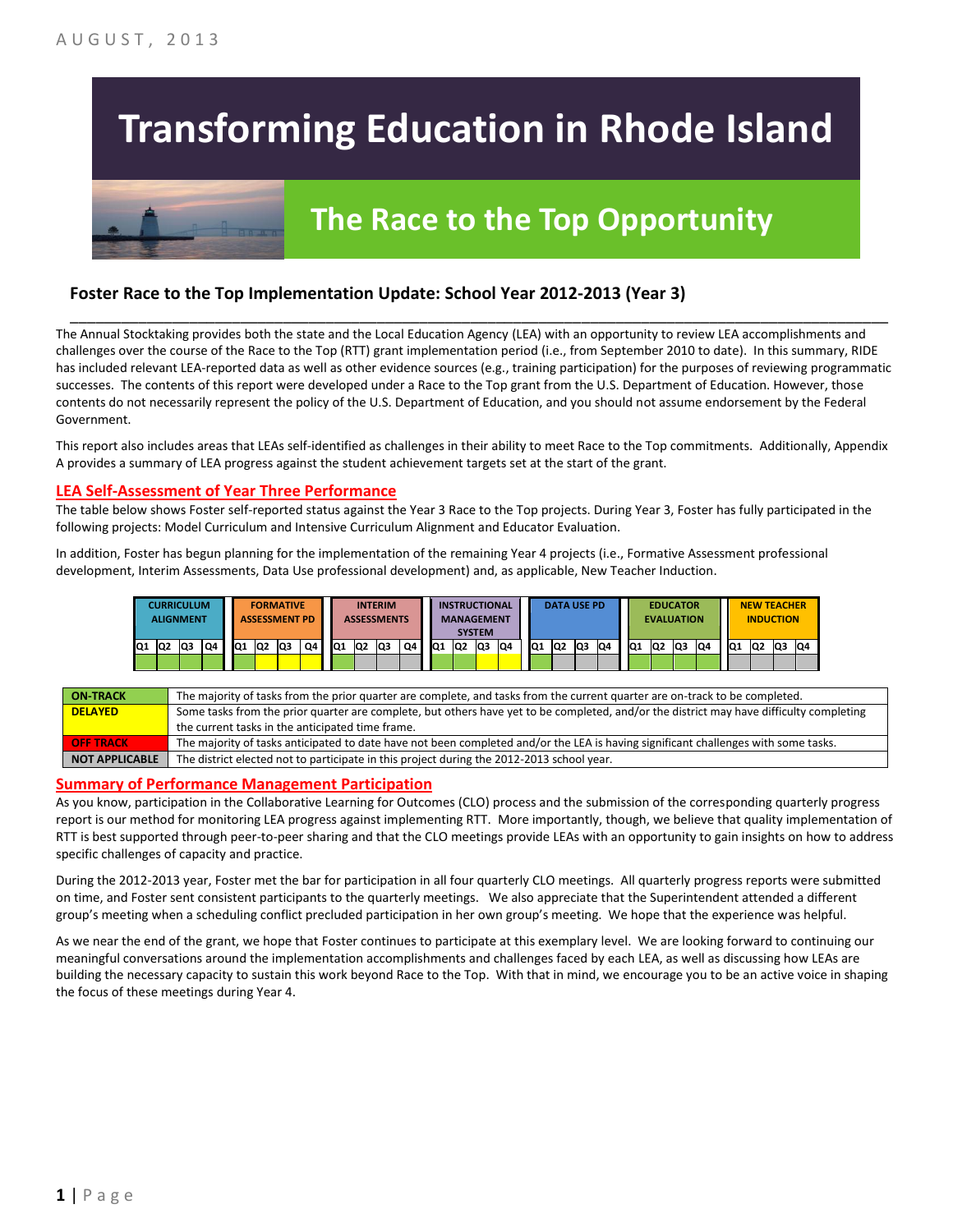AUGUST, 2013

# Transforming Education in Rhode Island

## The Race to the Top Opportunity

### Foster Race to the Top Implementation Update: School Year 2012-2013 (Year 3)

The Annual Stocktaking provides both the state and the Local Education Agency (LEA) with an opportunity to review LEA accomplishments and challenges over the course of the Race to the Top (RTT) grant implementation period (i.e., from September 2010 to date). In this summary, RIDE has included relevant LEA-reported data as well as other evidence sources (e.g., training participation) for the purposes of reviewing programmatic successes. The contents of this report were developed under a Race to the Top grant from the U.S. Department of Education. However, those contents do not necessarily represent the policy of the U.S. Department of Education, and you should not assume endorsement by the Federal Government.

This report also includes areas that LEAs self-identified as challenges in their ability to meet Race to the Top commitments. Additionally, Appendix A provides a summary of LEA progress against the student achievement targets set at the start of the grant.

## LEA Self-Assessment of Year Three Performance

The table below shows Foster self-reported status against the Year 3 Race to the Top projects. During Year 3, Foster has fully participated in the following projects: Model Curriculum and Intensive Curriculum Alignment and Educator Evaluation.

In addition, Foster has begun planning for the implementation of the remaining Year 4 projects (i.e., Formative Assessment professional development, Interim Assessments, Data Use professional development) and, as applicable, New Teacher Induction.

| CURRICULUM ALIGNMENT | | | | FORMATIVE ASSESSMENT PD | | | | INTERIM ASSESSMENTS | | | | INSTRUCTIONAL MANAGEMENT SYSTEM | | | | DATA USE PD | | | | EDUCATOR EVALUATION | | | | NEW TEACHER INDUCTION | | | |
|---|---|---|---|---|---|---|---|---|---|---|---|---|---|---|---|---|---|---|---|---|---|---|---|---|---|---|---|
| Q1 | Q2 | Q3 | Q4 | Q1 | Q2 | Q3 | Q4 | Q1 | Q2 | Q3 | Q4 | Q1 | Q2 | Q3 | Q4 | Q1 | Q2 | Q3 | Q4 | Q1 | Q2 | Q3 | Q4 | Q1 | Q2 | Q3 | Q4 |
| On-Track | On-Track | On-Track | On-Track | On-Track | Delayed | Delayed | Delayed | On-Track | Not Applicable | Not Applicable | Not Applicable | On-Track | On-Track | Delayed | Delayed | On-Track | Not Applicable | Not Applicable | Not Applicable | On-Track | On-Track | On-Track | On-Track | Not Applicable | Not Applicable | Not Applicable | Not Applicable |

| | |
|---|---|
| ON-TRACK | The majority of tasks from the prior quarter are complete, and tasks from the current quarter are on-track to be completed. |
| DELAYED | Some tasks from the prior quarter are complete, but others have yet to be completed, and/or the district may have difficulty completing the current tasks in the anticipated time frame. |
| OFF TRACK | The majority of tasks anticipated to date have not been completed and/or the LEA is having significant challenges with some tasks. |
| NOT APPLICABLE | The district elected not to participate in this project during the 2012-2013 school year. |

## Summary of Performance Management Participation

As you know, participation in the Collaborative Learning for Outcomes (CLO) process and the submission of the corresponding quarterly progress report is our method for monitoring LEA progress against implementing RTT. More importantly, though, we believe that quality implementation of RTT is best supported through peer-to-peer sharing and that the CLO meetings provide LEAs with an opportunity to gain insights on how to address specific challenges of capacity and practice.

During the 2012-2013 year, Foster met the bar for participation in all four quarterly CLO meetings. All quarterly progress reports were submitted on time, and Foster sent consistent participants to the quarterly meetings. We also appreciate that the Superintendent attended a different group's meeting when a scheduling conflict precluded participation in her own group's meeting. We hope that the experience was helpful.

As we near the end of the grant, we hope that Foster continues to participate at this exemplary level. We are looking forward to continuing our meaningful conversations around the implementation accomplishments and challenges faced by each LEA, as well as discussing how LEAs are building the necessary capacity to sustain this work beyond Race to the Top. With that in mind, we encourage you to be an active voice in shaping the focus of these meetings during Year 4.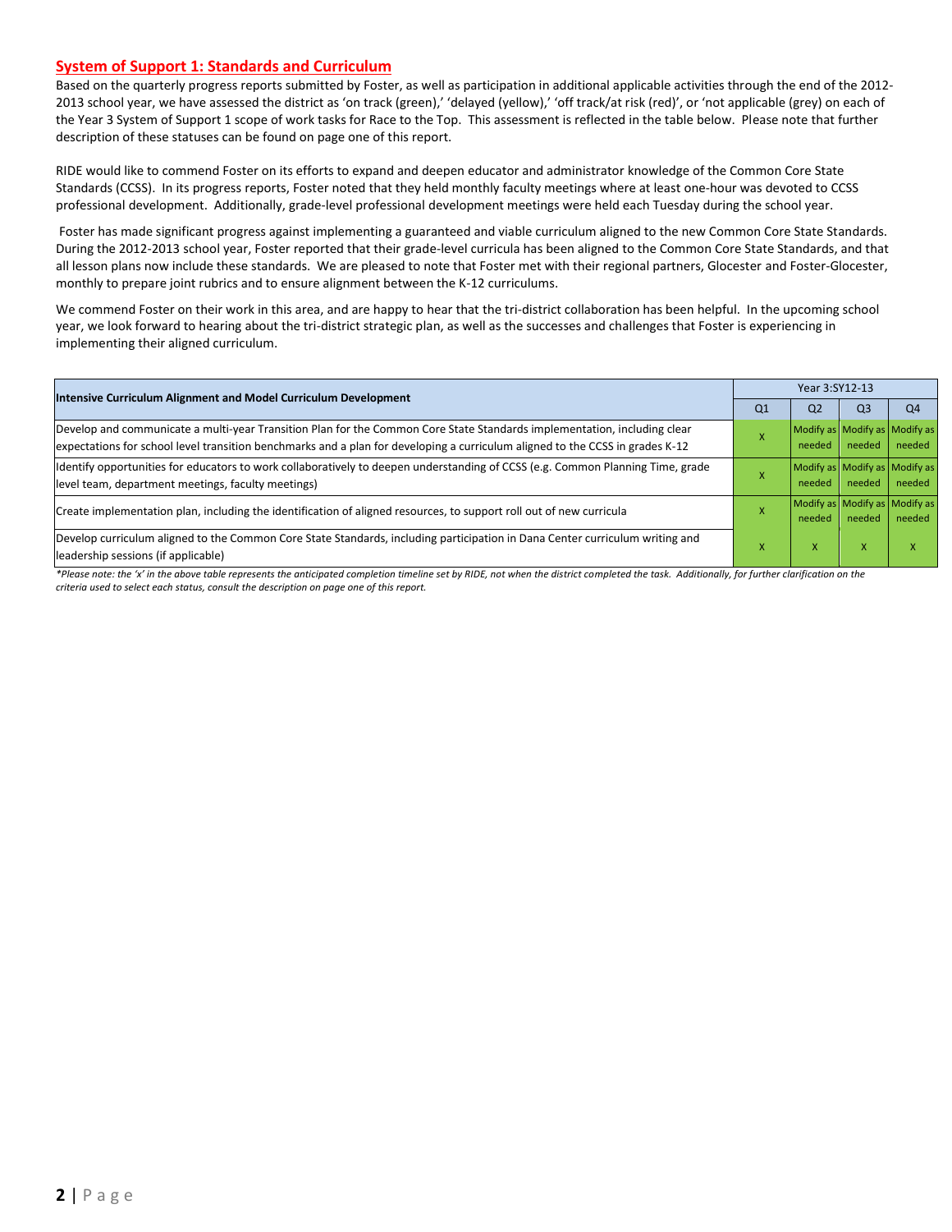## System of Support 1: Standards and Curriculum

Based on the quarterly progress reports submitted by Foster, as well as participation in additional applicable activities through the end of the 2012-2013 school year, we have assessed the district as 'on track (green),' 'delayed (yellow),' 'off track/at risk (red)', or 'not applicable (grey) on each of the Year 3 System of Support 1 scope of work tasks for Race to the Top. This assessment is reflected in the table below. Please note that further description of these statuses can be found on page one of this report.

RIDE would like to commend Foster on its efforts to expand and deepen educator and administrator knowledge of the Common Core State Standards (CCSS). In its progress reports, Foster noted that they held monthly faculty meetings where at least one-hour was devoted to CCSS professional development. Additionally, grade-level professional development meetings were held each Tuesday during the school year.

Foster has made significant progress against implementing a guaranteed and viable curriculum aligned to the new Common Core State Standards. During the 2012-2013 school year, Foster reported that their grade-level curricula has been aligned to the Common Core State Standards, and that all lesson plans now include these standards. We are pleased to note that Foster met with their regional partners, Glocester and Foster-Glocester, monthly to prepare joint rubrics and to ensure alignment between the K-12 curriculums.

We commend Foster on their work in this area, and are happy to hear that the tri-district collaboration has been helpful. In the upcoming school year, we look forward to hearing about the tri-district strategic plan, as well as the successes and challenges that Foster is experiencing in implementing their aligned curriculum.

| Intensive Curriculum Alignment and Model Curriculum Development | Year 3:SY12-13 | | | |
|---|---|---|---|---|
| | Q1 | Q2 | Q3 | Q4 |
| Develop and communicate a multi-year Transition Plan for the Common Core State Standards implementation, including clear expectations for school level transition benchmarks and a plan for developing a curriculum aligned to the CCSS in grades K-12 | X | Modify as needed | Modify as needed | Modify as needed |
| Identify opportunities for educators to work collaboratively to deepen understanding of CCSS (e.g. Common Planning Time, grade level team, department meetings, faculty meetings) | X | Modify as needed | Modify as needed | Modify as needed |
| Create implementation plan, including the identification of aligned resources, to support roll out of new curricula | X | Modify as needed | Modify as needed | Modify as needed |
| Develop curriculum aligned to the Common Core State Standards, including participation in Dana Center curriculum writing and leadership sessions (if applicable) | X | X | X | X |

*\*Please note: the 'x' in the above table represents the anticipated completion timeline set by RIDE, not when the district completed the task. Additionally, for further clarification on the criteria used to select each status, consult the description on page one of this report.*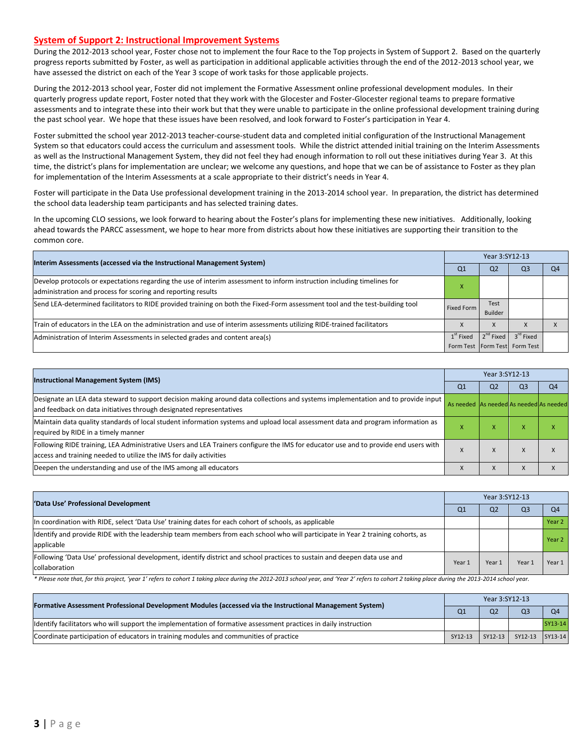## System of Support 2: Instructional Improvement Systems

During the 2012-2013 school year, Foster chose not to implement the four Race to the Top projects in System of Support 2. Based on the quarterly progress reports submitted by Foster, as well as participation in additional applicable activities through the end of the 2012-2013 school year, we have assessed the district on each of the Year 3 scope of work tasks for those applicable projects.

During the 2012-2013 school year, Foster did not implement the Formative Assessment online professional development modules. In their quarterly progress update report, Foster noted that they work with the Glocester and Foster-Glocester regional teams to prepare formative assessments and to integrate these into their work but that they were unable to participate in the online professional development training during the past school year. We hope that these issues have been resolved, and look forward to Foster's participation in Year 4.

Foster submitted the school year 2012-2013 teacher-course-student data and completed initial configuration of the Instructional Management System so that educators could access the curriculum and assessment tools. While the district attended initial training on the Interim Assessments as well as the Instructional Management System, they did not feel they had enough information to roll out these initiatives during Year 3. At this time, the district's plans for implementation are unclear; we welcome any questions, and hope that we can be of assistance to Foster as they plan for implementation of the Interim Assessments at a scale appropriate to their district's needs in Year 4.

Foster will participate in the Data Use professional development training in the 2013-2014 school year. In preparation, the district has determined the school data leadership team participants and has selected training dates.

In the upcoming CLO sessions, we look forward to hearing about the Foster's plans for implementing these new initiatives. Additionally, looking ahead towards the PARCC assessment, we hope to hear more from districts about how these initiatives are supporting their transition to the common core.

| Interim Assessments (accessed via the Instructional Management System) | Year 3:SY12-13 | | | |
|---|---|---|---|---|
| | Q1 | Q2 | Q3 | Q4 |
| Develop protocols or expectations regarding the use of interim assessment to inform instruction including timelines for administration and process for scoring and reporting results | X | | | |
| Send LEA-determined facilitators to RIDE provided training on both the Fixed-Form assessment tool and the test-building tool | Fixed Form | Test Builder | | |
| Train of educators in the LEA on the administration and use of interim assessments utilizing RIDE-trained facilitators | X | X | X | X |
| Administration of Interim Assessments in selected grades and content area(s) | 1st Fixed Form Test | 2nd Fixed Form Test | 3rd Fixed Form Test | |

| Instructional Management System (IMS) | Year 3:SY12-13 | | | |
|---|---|---|---|---|
| | Q1 | Q2 | Q3 | Q4 |
| Designate an LEA data steward to support decision making around data collections and systems implementation and to provide input and feedback on data initiatives through designated representatives | As needed | As needed | As needed | As needed |
| Maintain data quality standards of local student information systems and upload local assessment data and program information as required by RIDE in a timely manner | X | X | X | X |
| Following RIDE training, LEA Administrative Users and LEA Trainers configure the IMS for educator use and to provide end users with access and training needed to utilize the IMS for daily activities | X | X | X | X |
| Deepen the understanding and use of the IMS among all educators | X | X | X | X |

| 'Data Use' Professional Development | Year 3:SY12-13 | | | |
|---|---|---|---|---|
| | Q1 | Q2 | Q3 | Q4 |
| In coordination with RIDE, select 'Data Use' training dates for each cohort of schools, as applicable | | | | Year 2 |
| Identify and provide RIDE with the leadership team members from each school who will participate in Year 2 training cohorts, as applicable | | | | Year 2 |
| Following 'Data Use' professional development, identify district and school practices to sustain and deepen data use and collaboration | Year 1 | Year 1 | Year 1 | Year 1 |

*\* Please note that, for this project, 'year 1' refers to cohort 1 taking place during the 2012-2013 school year, and 'Year 2' refers to cohort 2 taking place during the 2013-2014 school year.*

| Formative Assessment Professional Development Modules (accessed via the Instructional Management System) | Year 3:SY12-13 | | | |
|---|---|---|---|---|
| | Q1 | Q2 | Q3 | Q4 |
| Identify facilitators who will support the implementation of formative assessment practices in daily instruction | | | | SY13-14 |
| Coordinate participation of educators in training modules and communities of practice | SY12-13 | SY12-13 | SY12-13 | SY13-14 |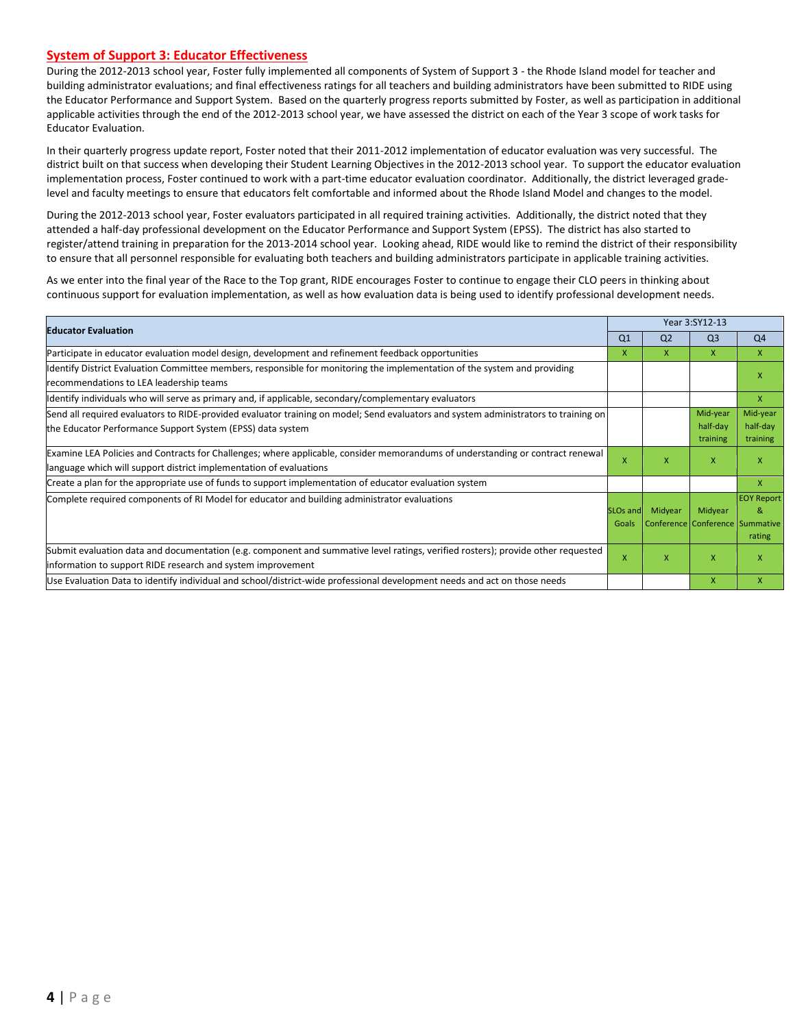## System of Support 3: Educator Effectiveness

During the 2012-2013 school year, Foster fully implemented all components of System of Support 3 - the Rhode Island model for teacher and building administrator evaluations; and final effectiveness ratings for all teachers and building administrators have been submitted to RIDE using the Educator Performance and Support System. Based on the quarterly progress reports submitted by Foster, as well as participation in additional applicable activities through the end of the 2012-2013 school year, we have assessed the district on each of the Year 3 scope of work tasks for Educator Evaluation.

In their quarterly progress update report, Foster noted that their 2011-2012 implementation of educator evaluation was very successful. The district built on that success when developing their Student Learning Objectives in the 2012-2013 school year. To support the educator evaluation implementation process, Foster continued to work with a part-time educator evaluation coordinator. Additionally, the district leveraged grade-level and faculty meetings to ensure that educators felt comfortable and informed about the Rhode Island Model and changes to the model.

During the 2012-2013 school year, Foster evaluators participated in all required training activities. Additionally, the district noted that they attended a half-day professional development on the Educator Performance and Support System (EPSS). The district has also started to register/attend training in preparation for the 2013-2014 school year. Looking ahead, RIDE would like to remind the district of their responsibility to ensure that all personnel responsible for evaluating both teachers and building administrators participate in applicable training activities.

As we enter into the final year of the Race to the Top grant, RIDE encourages Foster to continue to engage their CLO peers in thinking about continuous support for evaluation implementation, as well as how evaluation data is being used to identify professional development needs.

| Educator Evaluation | Year 3:SY12-13 | | | |
|---|---|---|---|---|
| | Q1 | Q2 | Q3 | Q4 |
| Participate in educator evaluation model design, development and refinement feedback opportunities | X | X | X | X |
| Identify District Evaluation Committee members, responsible for monitoring the implementation of the system and providing recommendations to LEA leadership teams | | | | X |
| Identify individuals who will serve as primary and, if applicable, secondary/complementary evaluators | | | | X |
| Send all required evaluators to RIDE-provided evaluator training on model; Send evaluators and system administrators to training on the Educator Performance Support System (EPSS) data system | | | Mid-year half-day training | Mid-year half-day training |
| Examine LEA Policies and Contracts for Challenges; where applicable, consider memorandums of understanding or contract renewal language which will support district implementation of evaluations | X | X | X | X |
| Create a plan for the appropriate use of funds to support implementation of educator evaluation system | | | | X |
| Complete required components of RI Model for educator and building administrator evaluations | SLOs and Goals | Midyear Conference | Midyear Conference | EOY Report & Summative rating |
| Submit evaluation data and documentation (e.g. component and summative level ratings, verified rosters); provide other requested information to support RIDE research and system improvement | X | X | X | X |
| Use Evaluation Data to identify individual and school/district-wide professional development needs and act on those needs | | | X | X |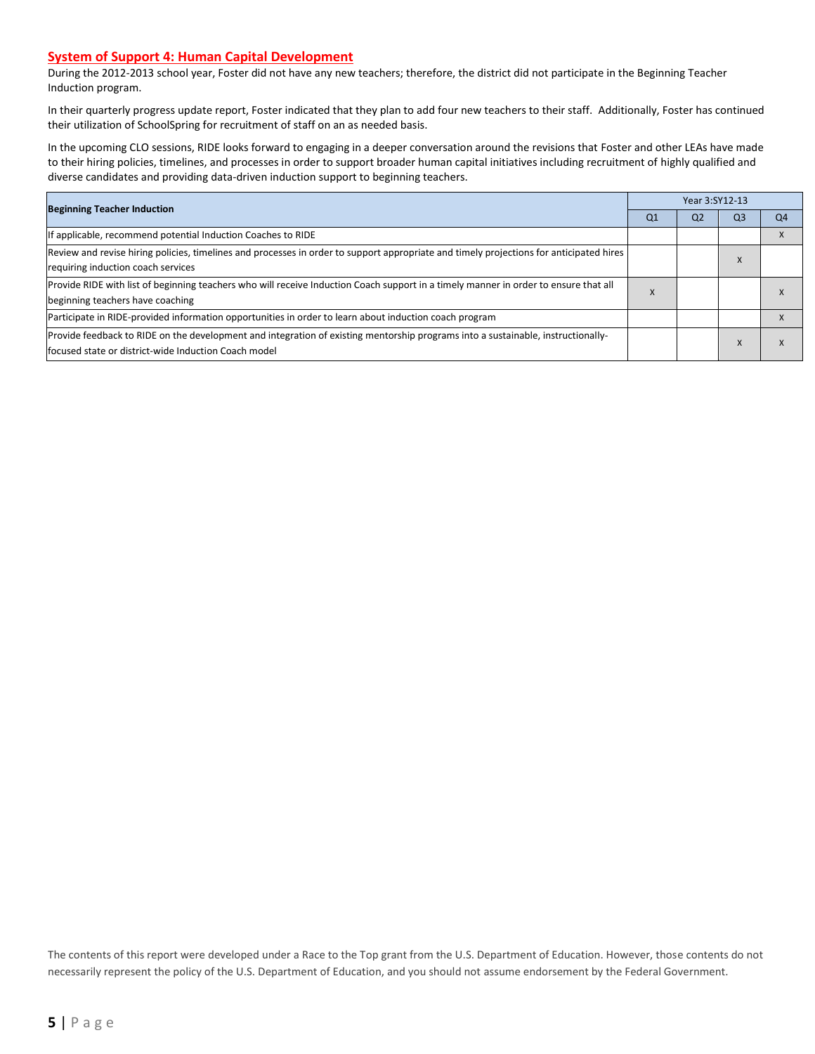## System of Support 4: Human Capital Development

During the 2012-2013 school year, Foster did not have any new teachers; therefore, the district did not participate in the Beginning Teacher Induction program.

In their quarterly progress update report, Foster indicated that they plan to add four new teachers to their staff. Additionally, Foster has continued their utilization of SchoolSpring for recruitment of staff on an as needed basis.

In the upcoming CLO sessions, RIDE looks forward to engaging in a deeper conversation around the revisions that Foster and other LEAs have made to their hiring policies, timelines, and processes in order to support broader human capital initiatives including recruitment of highly qualified and diverse candidates and providing data-driven induction support to beginning teachers.

| Beginning Teacher Induction | Year 3:SY12-13 | | | |
|---|---|---|---|---|
| | Q1 | Q2 | Q3 | Q4 |
| If applicable, recommend potential Induction Coaches to RIDE | | | | x |
| Review and revise hiring policies, timelines and processes in order to support appropriate and timely projections for anticipated hires requiring induction coach services | | | x | |
| Provide RIDE with list of beginning teachers who will receive Induction Coach support in a timely manner in order to ensure that all beginning teachers have coaching | x | | | x |
| Participate in RIDE-provided information opportunities in order to learn about induction coach program | | | | x |
| Provide feedback to RIDE on the development and integration of existing mentorship programs into a sustainable, instructionally-focused state or district-wide Induction Coach model | | | x | x |

The contents of this report were developed under a Race to the Top grant from the U.S. Department of Education. However, those contents do not necessarily represent the policy of the U.S. Department of Education, and you should not assume endorsement by the Federal Government.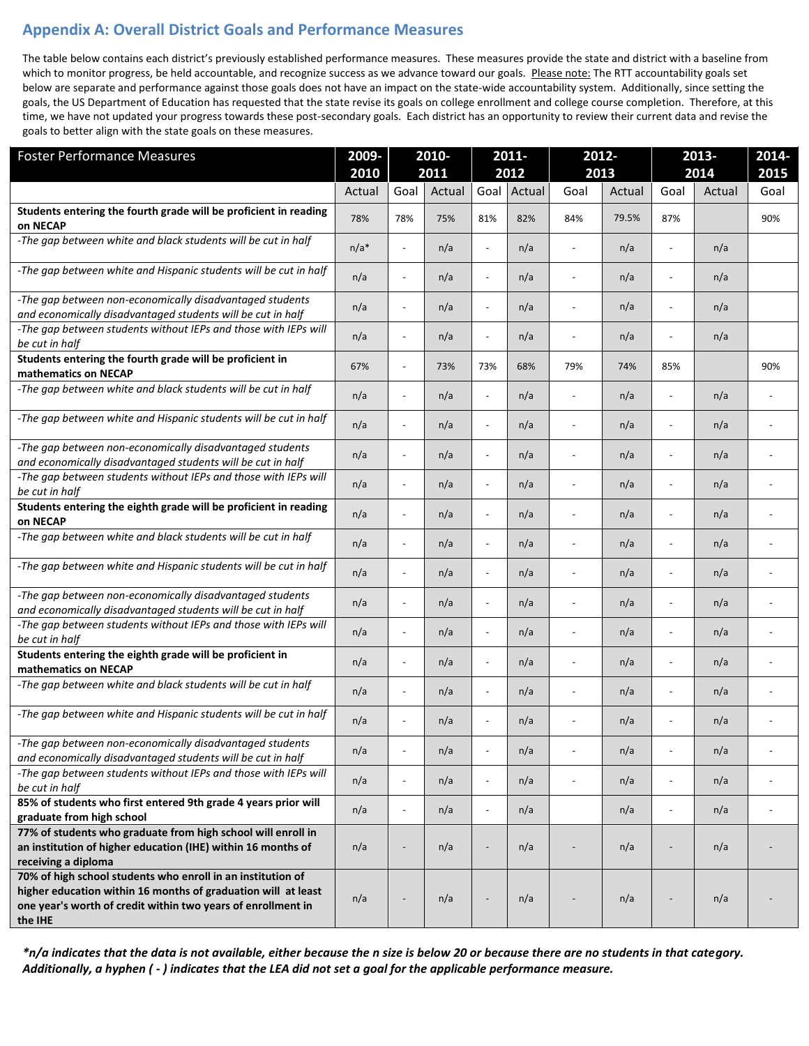## Appendix A: Overall District Goals and Performance Measures

The table below contains each district's previously established performance measures. These measures provide the state and district with a baseline from which to monitor progress, be held accountable, and recognize success as we advance toward our goals. Please note: The RTT accountability goals set below are separate and performance against those goals does not have an impact on the state-wide accountability system. Additionally, since setting the goals, the US Department of Education has requested that the state revise its goals on college enrollment and college course completion. Therefore, at this time, we have not updated your progress towards these post-secondary goals. Each district has an opportunity to review their current data and revise the goals to better align with the state goals on these measures.

| Foster Performance Measures | 2009-2010 | 2010-2011 | | 2011-2012 | | 2012-2013 | | 2013-2014 | | 2014-2015 |
|---|---|---|---|---|---|---|---|---|---|---|
| | Actual | Goal | Actual | Goal | Actual | Goal | Actual | Goal | Actual | Goal |
| **Students entering the fourth grade will be proficient in reading on NECAP** | 78% | 78% | 75% | 81% | 82% | 84% | 79.5% | 87% | | 90% |
| *-The gap between white and black students will be cut in half* | n/a* | - | n/a | - | n/a | - | n/a | - | n/a | |
| *-The gap between white and Hispanic students will be cut in half* | n/a | - | n/a | - | n/a | - | n/a | - | n/a | |
| *-The gap between non-economically disadvantaged students and economically disadvantaged students will be cut in half* | n/a | - | n/a | - | n/a | - | n/a | - | n/a | |
| *-The gap between students without IEPs and those with IEPs will be cut in half* | n/a | - | n/a | - | n/a | - | n/a | - | n/a | |
| **Students entering the fourth grade will be proficient in mathematics on NECAP** | 67% | - | 73% | 73% | 68% | 79% | 74% | 85% | | 90% |
| *-The gap between white and black students will be cut in half* | n/a | - | n/a | - | n/a | - | n/a | - | n/a | - |
| *-The gap between white and Hispanic students will be cut in half* | n/a | - | n/a | - | n/a | - | n/a | - | n/a | - |
| *-The gap between non-economically disadvantaged students and economically disadvantaged students will be cut in half* | n/a | - | n/a | - | n/a | - | n/a | - | n/a | - |
| *-The gap between students without IEPs and those with IEPs will be cut in half* | n/a | - | n/a | - | n/a | - | n/a | - | n/a | - |
| **Students entering the eighth grade will be proficient in reading on NECAP** | n/a | - | n/a | - | n/a | - | n/a | - | n/a | - |
| *-The gap between white and black students will be cut in half* | n/a | - | n/a | - | n/a | - | n/a | - | n/a | - |
| *-The gap between white and Hispanic students will be cut in half* | n/a | - | n/a | - | n/a | - | n/a | - | n/a | - |
| *-The gap between non-economically disadvantaged students and economically disadvantaged students will be cut in half* | n/a | - | n/a | - | n/a | - | n/a | - | n/a | - |
| *-The gap between students without IEPs and those with IEPs will be cut in half* | n/a | - | n/a | - | n/a | - | n/a | - | n/a | - |
| **Students entering the eighth grade will be proficient in mathematics on NECAP** | n/a | - | n/a | - | n/a | - | n/a | - | n/a | - |
| *-The gap between white and black students will be cut in half* | n/a | - | n/a | - | n/a | - | n/a | - | n/a | - |
| *-The gap between white and Hispanic students will be cut in half* | n/a | - | n/a | - | n/a | - | n/a | - | n/a | - |
| *-The gap between non-economically disadvantaged students and economically disadvantaged students will be cut in half* | n/a | - | n/a | - | n/a | - | n/a | - | n/a | - |
| *-The gap between students without IEPs and those with IEPs will be cut in half* | n/a | - | n/a | - | n/a | - | n/a | - | n/a | - |
| **85% of students who first entered 9th grade 4 years prior will graduate from high school** | n/a | - | n/a | - | n/a | | n/a | - | n/a | - |
| **77% of students who graduate from high school will enroll in an institution of higher education (IHE) within 16 months of receiving a diploma** | n/a | - | n/a | - | n/a | - | n/a | - | n/a | - |
| **70% of high school students who enroll in an institution of higher education within 16 months of graduation will at least one year's worth of credit within two years of enrollment in the IHE** | n/a | - | n/a | - | n/a | - | n/a | - | n/a | - |

***n/a indicates that the data is not available, either because the n size is below 20 or because there are no students in that category. Additionally, a hyphen ( - ) indicates that the LEA did not set a goal for the applicable performance measure.***